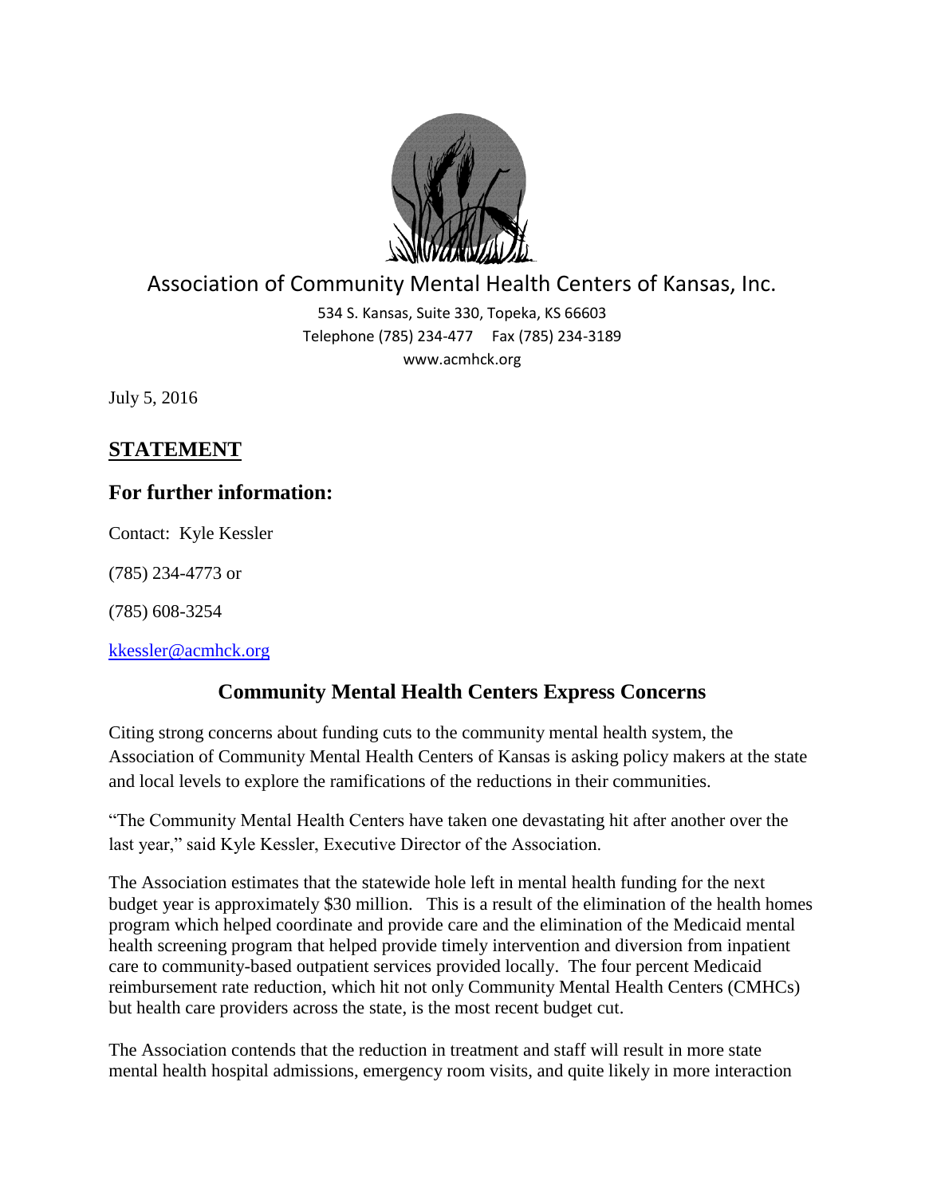# Association of Community Mental Health Centers of Kansas, Inc.

534 S. Kansas, Suite 330, Topeka, KS 66603
Telephone (785) 234-477 Fax (785) 234-3189
www.acmhck.org

July 5, 2016

## STATEMENT

## For further information:

Contact: Kyle Kessler

(785) 234-4773 or

(785) 608-3254

kkessler@acmhck.org

### Community Mental Health Centers Express Concerns

Citing strong concerns about funding cuts to the community mental health system, the Association of Community Mental Health Centers of Kansas is asking policy makers at the state and local levels to explore the ramifications of the reductions in their communities.

"The Community Mental Health Centers have taken one devastating hit after another over the last year," said Kyle Kessler, Executive Director of the Association.

The Association estimates that the statewide hole left in mental health funding for the next budget year is approximately $30 million. This is a result of the elimination of the health homes program which helped coordinate and provide care and the elimination of the Medicaid mental health screening program that helped provide timely intervention and diversion from inpatient care to community-based outpatient services provided locally. The four percent Medicaid reimbursement rate reduction, which hit not only Community Mental Health Centers (CMHCs) but health care providers across the state, is the most recent budget cut.

The Association contends that the reduction in treatment and staff will result in more state mental health hospital admissions, emergency room visits, and quite likely in more interaction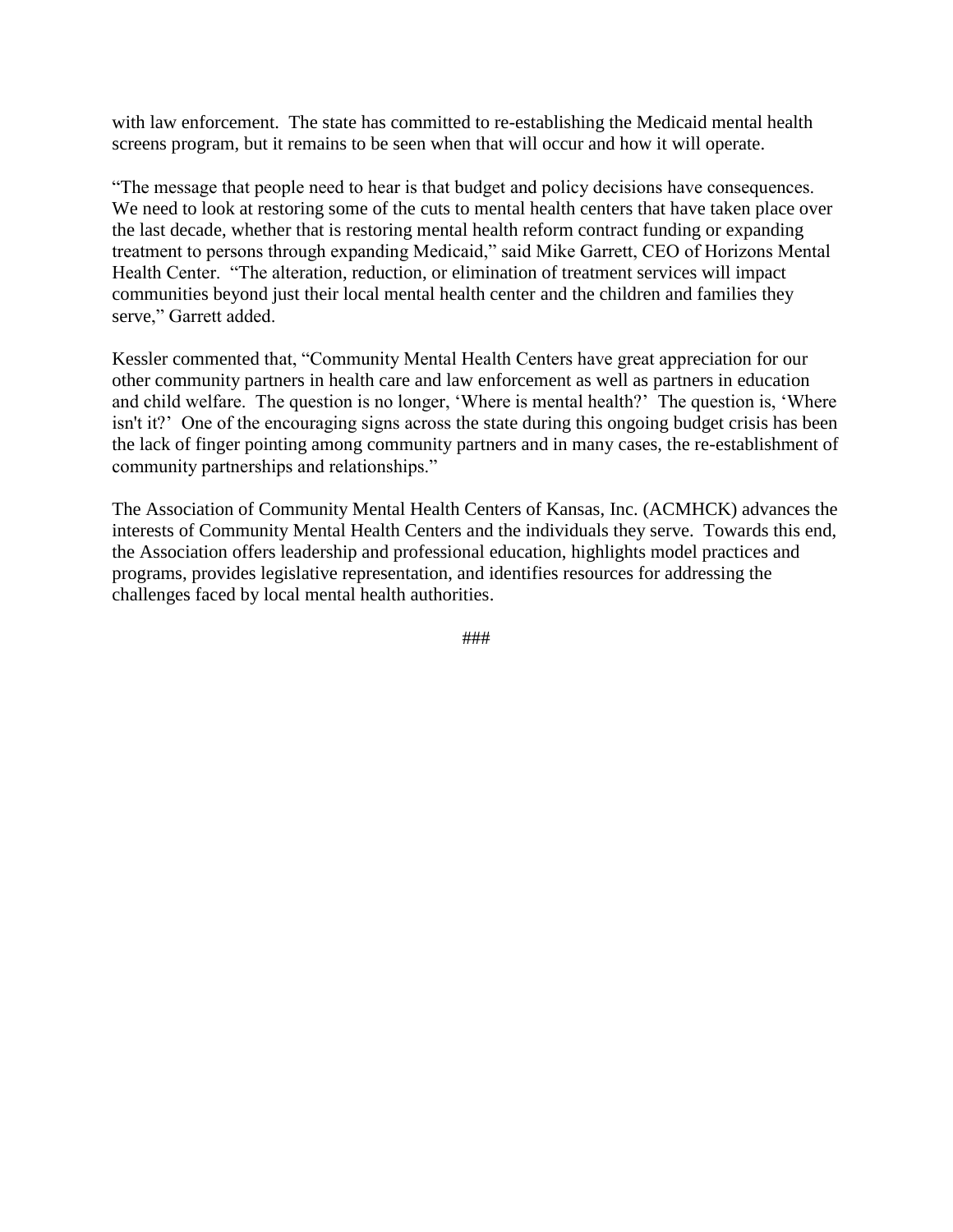with law enforcement. The state has committed to re-establishing the Medicaid mental health screens program, but it remains to be seen when that will occur and how it will operate.

"The message that people need to hear is that budget and policy decisions have consequences. We need to look at restoring some of the cuts to mental health centers that have taken place over the last decade, whether that is restoring mental health reform contract funding or expanding treatment to persons through expanding Medicaid," said Mike Garrett, CEO of Horizons Mental Health Center. "The alteration, reduction, or elimination of treatment services will impact communities beyond just their local mental health center and the children and families they serve," Garrett added.

Kessler commented that, "Community Mental Health Centers have great appreciation for our other community partners in health care and law enforcement as well as partners in education and child welfare. The question is no longer, 'Where is mental health?' The question is, 'Where isn't it?' One of the encouraging signs across the state during this ongoing budget crisis has been the lack of finger pointing among community partners and in many cases, the re-establishment of community partnerships and relationships."

The Association of Community Mental Health Centers of Kansas, Inc. (ACMHCK) advances the interests of Community Mental Health Centers and the individuals they serve. Towards this end, the Association offers leadership and professional education, highlights model practices and programs, provides legislative representation, and identifies resources for addressing the challenges faced by local mental health authorities.

###